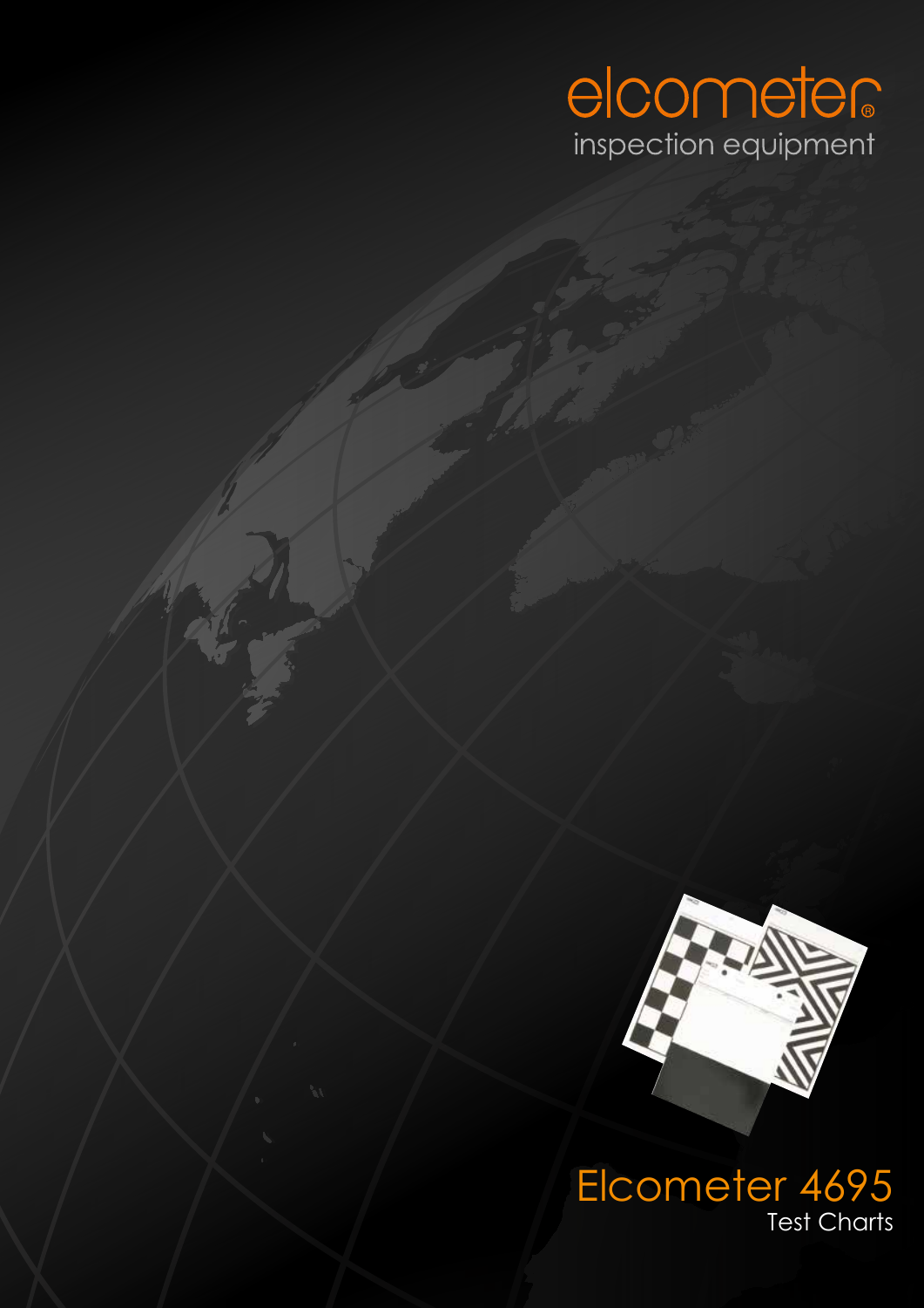elcometer®

inspection equipment

# Elcometer 4695

Test Charts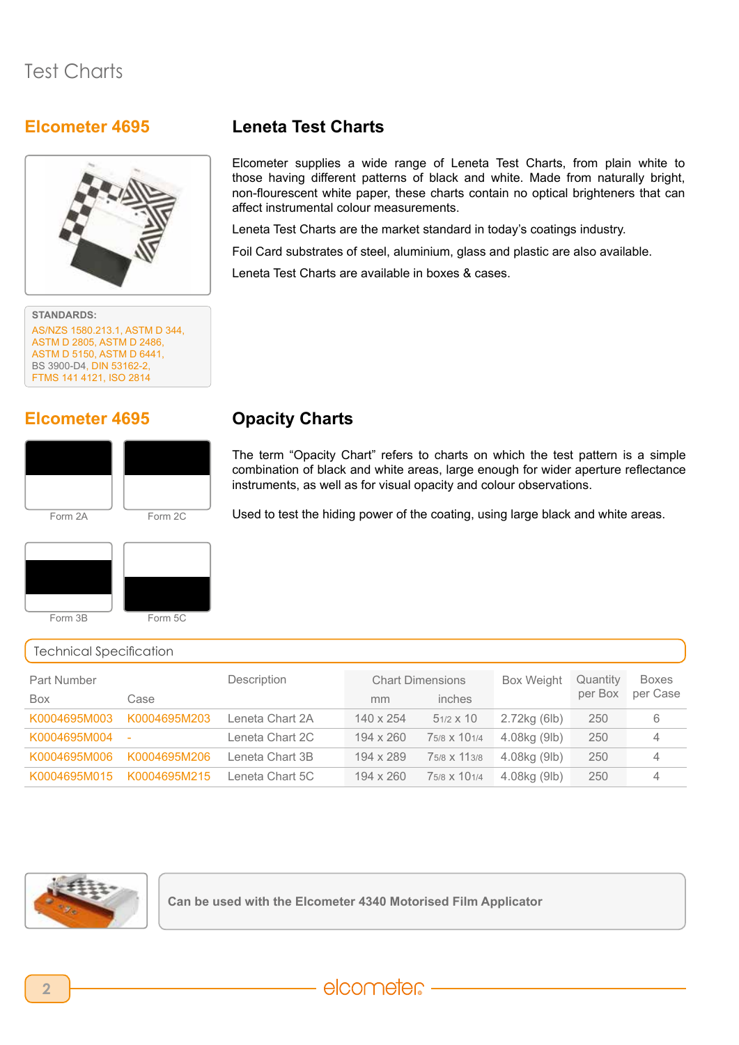# Test Charts

## Elcometer 4695

## Leneta Test Charts

Elcometer supplies a wide range of Leneta Test Charts, from plain white to those having different patterns of black and white. Made from naturally bright, non-flourescent white paper, these charts contain no optical brighteners that can affect instrumental colour measurements.

Leneta Test Charts are the market standard in today's coatings industry.

Foil Card substrates of steel, aluminium, glass and plastic are also available.

Leneta Test Charts are available in boxes & cases.

**STANDARDS:**

AS/NZS 1580.213.1, ASTM D 344, ASTM D 2805, ASTM D 2486, ASTM D 5150, ASTM D 6441, BS 3900-D4, DIN 53162-2, FTMS 141 4121, ISO 2814

## Elcometer 4695

## Opacity Charts

Form 2A

Form 2C

Form 3B

Form 5C

The term "Opacity Chart" refers to charts on which the test pattern is a simple combination of black and white areas, large enough for wider aperture instruments, as well as for visual opacity and colour observations.

Used to test the hiding power of the coating, using large black and white areas.

### Technical Specification

| Part Number | | Description | Chart Dimensions | | Box Weight | Quantity per Box | Boxes per Case |
|---|---|---|---|---|---|---|---|
| Box | Case | | mm | inches | | | |
| K0004695M003 | K0004695M203 | Leneta Chart 2A | 140 x 254 | 5 1/2 x 10 | 2.72kg (6lb) | 250 | 6 |
| K0004695M004 | - | Leneta Chart 2C | 194 x 260 | 7 5/8 x 10 1/4 | 4.08kg (9lb) | 250 | 4 |
| K0004695M006 | K0004695M206 | Leneta Chart 3B | 194 x 289 | 7 5/8 x 11 3/8 | 4.08kg (9lb) | 250 | 4 |
| K0004695M015 | K0004695M215 | Leneta Chart 5C | 194 x 260 | 7 5/8 x 10 1/4 | 4.08kg (9lb) | 250 | 4 |

**Can be used with the Elcometer 4340 Motorised Film Applicator**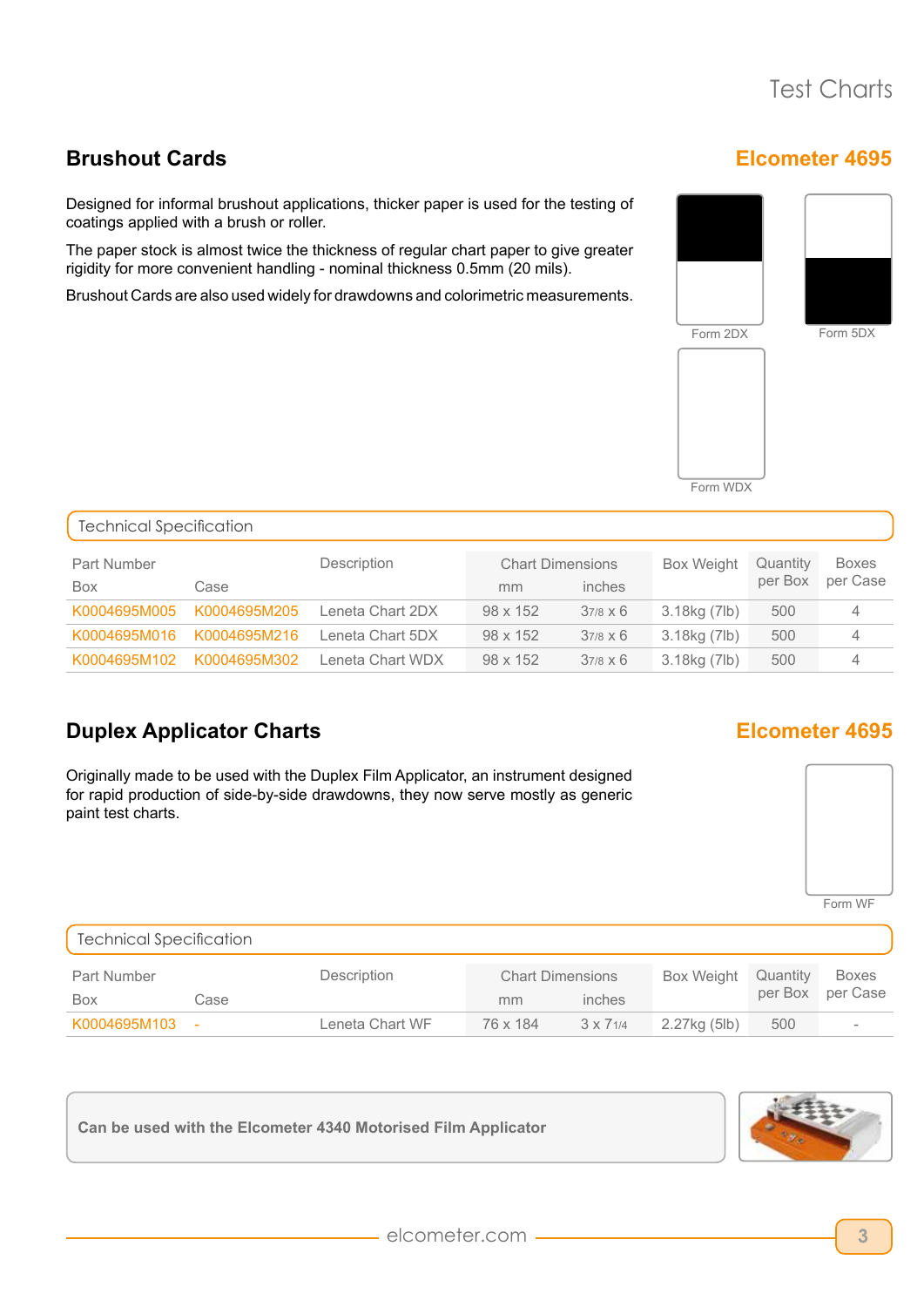## Brushout Cards

**Elcometer 4695**

Designed for informal brushout applications, thicker paper is used for the testing of coatings applied with a brush or roller.

The paper stock is almost twice the thickness of regular chart paper to give greater rigidity for more convenient handling - nominal thickness 0.5mm (20 mils).

Brushout Cards are also used widely for drawdowns and colorimetric measurements.

Form 2DX

Form 5DX

Form WDX

### Technical Specification

| Part Number | | Description | Chart Dimensions | | Box Weight | Quantity per Box | Boxes per Case |
|---|---|---|---|---|---|---|---|
| Box | Case | | mm | inches | | | |
| K0004695M005 | K0004695M205 | Leneta Chart 2DX | 98 x 152 | 3 7/8 x 6 | 3.18kg (7lb) | 500 | 4 |
| K0004695M016 | K0004695M216 | Leneta Chart 5DX | 98 x 152 | 3 7/8 x 6 | 3.18kg (7lb) | 500 | 4 |
| K0004695M102 | K0004695M302 | Leneta Chart WDX | 98 x 152 | 3 7/8 x 6 | 3.18kg (7lb) | 500 | 4 |

## Duplex Applicator Charts

**Elcometer 4695**

Originally made to be used with the Duplex Film Applicator, an instrument designed for rapid production of side-by-side drawdowns, they now serve mostly as generic paint test charts.

Form WF

### Technical Specification

| Part Number | | Description | Chart Dimensions | | Box Weight | Quantity per Box | Boxes per Case |
|---|---|---|---|---|---|---|---|
| Box | Case | | mm | inches | | | |
| K0004695M103 | - | Leneta Chart WF | 76 x 184 | 3 x 7 1/4 | 2.27kg (5lb) | 500 | - |

**Can be used with the Elcometer 4340 Motorised Film Applicator**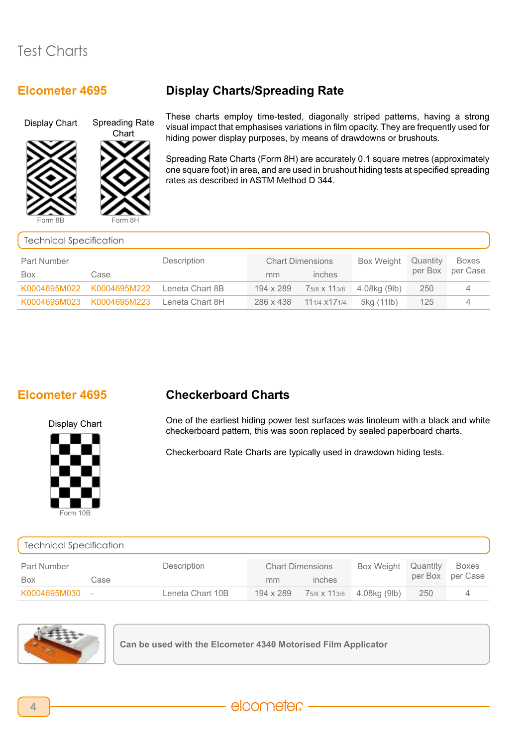# Test Charts

## Elcometer 4695

## Display Charts/Spreading Rate

Display Chart

Spreading Rate Chart

Form 8B

Form 8H

These charts employ time-tested, diagonally striped patterns, having a strong visual impact that emphasises variations in film opacity. They are frequently used for hiding power display purposes, by means of drawdowns or brushouts.

Spreading Rate Charts (Form 8H) are accurately 0.1 square metres (approximately one square foot) in area, and are used in brushout hiding tests at specified spreading rates as described in ASTM Method D 344.

### Technical Specification

| Part Number | | Description | Chart Dimensions | | Box Weight | Quantity per Box | Boxes per Case |
|---|---|---|---|---|---|---|---|
| Box | Case | | mm | inches | | | |
| K0004695M022 | K0004695M222 | Leneta Chart 8B | 194 x 289 | 7 5/8 x 11 3/8 | 4.08kg (9lb) | 250 | 4 |
| K0004695M023 | K0004695M223 | Leneta Chart 8H | 286 x 438 | 11 1/4 x 17 1/4 | 5kg (11lb) | 125 | 4 |

## Elcometer 4695

## Checkerboard Charts

Display Chart

Form 10B

One of the earliest hiding power test surfaces was linoleum with a black and white checkerboard pattern, this was soon replaced by sealed paperboard charts.

Checkerboard Rate Charts are typically used in drawdown hiding tests.

### Technical Specification

| Part Number | | Description | Chart Dimensions | | Box Weight | Quantity per Box | Boxes per Case |
|---|---|---|---|---|---|---|---|
| Box | Case | | mm | inches | | | |
| K0004695M030 | - | Leneta Chart 10B | 194 x 289 | 7 5/8 x 11 3/8 | 4.08kg (9lb) | 250 | 4 |

**Can be used with the Elcometer 4340 Motorised Film Applicator**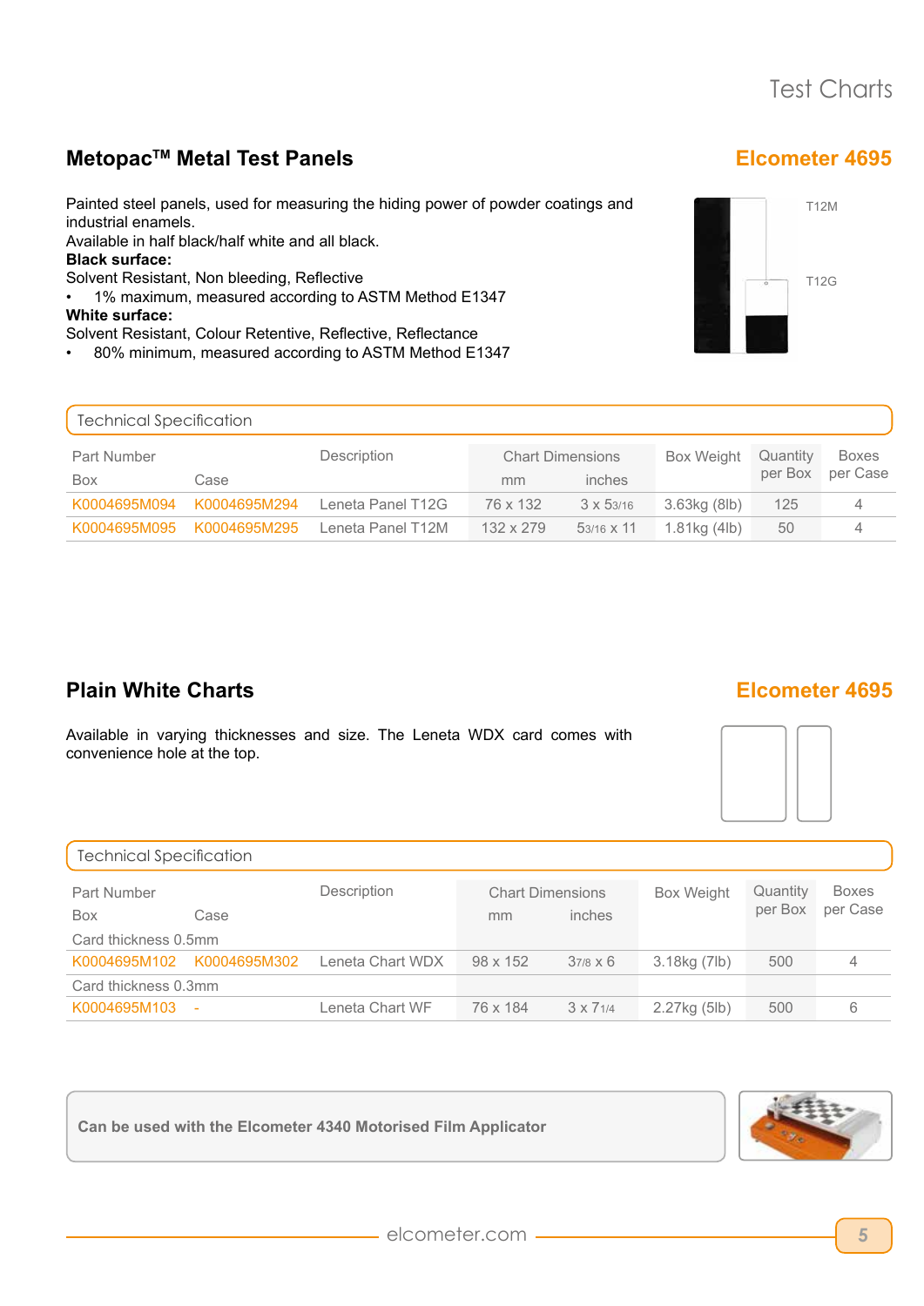## Metopac™ Metal Test Panels

**Elcometer 4695**

Painted steel panels, used for measuring the hiding power of powder coatings and industrial enamels.
Available in half black/half white and all black.
**Black surface:**
Solvent Resistant, Non bleeding, Reflective

- 1% maximum, measured according to ASTM Method E1347

**White surface:**
Solvent Resistant, Colour Retentive, Reflective, Reflectance

- 80% minimum, measured according to ASTM Method E1347

T12M

T12G

### Technical Specification

| Part Number | | Description | Chart Dimensions | | Box Weight | Quantity per Box | Boxes per Case |
|---|---|---|---|---|---|---|---|
| Box | Case | | mm | inches | | | |
| K0004695M094 | K0004695M294 | Leneta Panel T12G | 76 x 132 | 3 x 5 3/16 | 3.63kg (8lb) | 125 | 4 |
| K0004695M095 | K0004695M295 | Leneta Panel T12M | 132 x 279 | 5 3/16 x 11 | 1.81kg (4lb) | 50 | 4 |

## Plain White Charts

**Elcometer 4695**

Available in varying thicknesses and size. The Leneta WDX card comes with convenience hole at the top.

### Technical Specification

| Part Number | | Description | Chart Dimensions | | Box Weight | Quantity per Box | Boxes per Case |
|---|---|---|---|---|---|---|---|
| Box | Case | | mm | inches | | | |
| Card thickness 0.5mm | | | | | | | |
| K0004695M102 | K0004695M302 | Leneta Chart WDX | 98 x 152 | 3 7/8 x 6 | 3.18kg (7lb) | 500 | 4 |
| Card thickness 0.3mm | | | | | | | |
| K0004695M103 | - | Leneta Chart WF | 76 x 184 | 3 x 7 1/4 | 2.27kg (5lb) | 500 | 6 |

**Can be used with the Elcometer 4340 Motorised Film Applicator**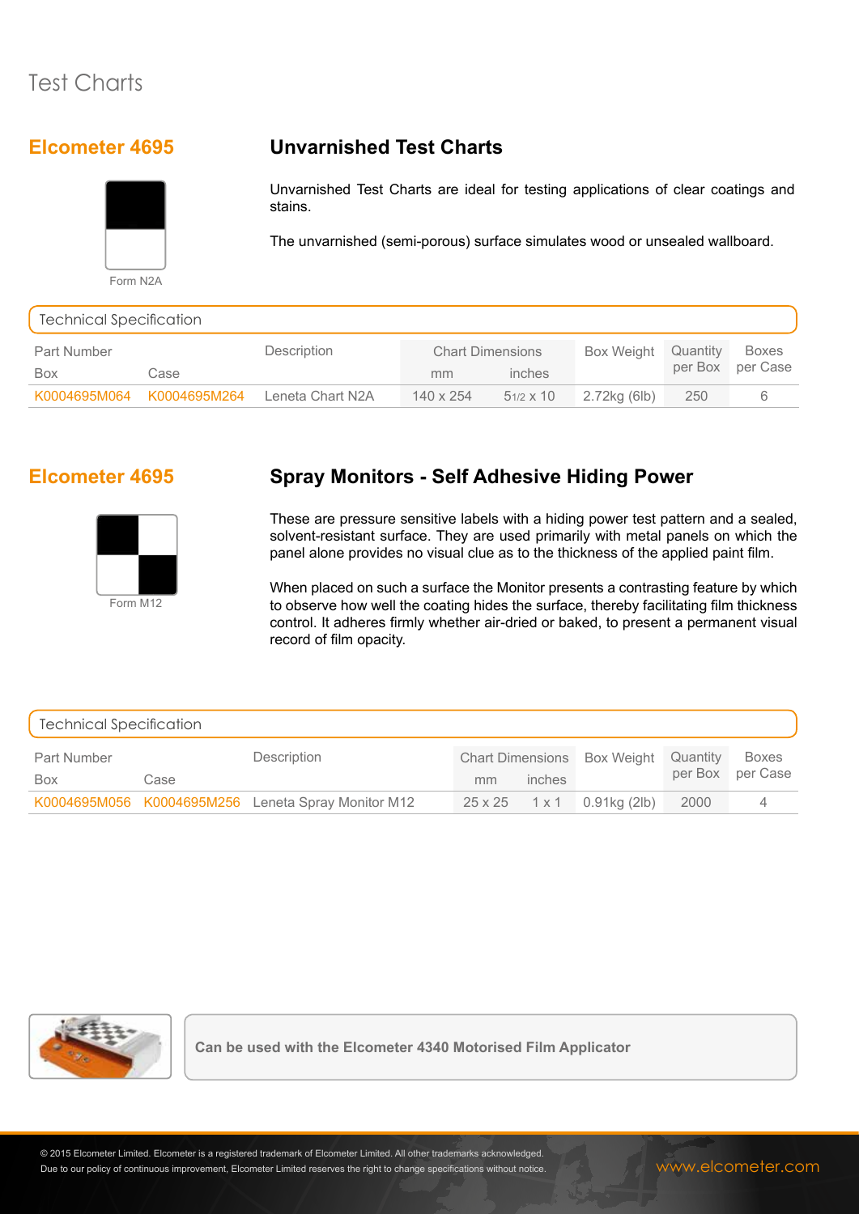# Test Charts

## Elcometer 4695

### Unvarnished Test Charts

Form N2A

Unvarnished Test Charts are ideal for testing applications of clear coatings and stains.

The unvarnished (semi-porous) surface simulates wood or unsealed wallboard.

**Technical Specification**

| Part Number | | Description | Chart Dimensions | | Box Weight | Quantity per Box | Boxes per Case |
|---|---|---|---|---|---|---|---|
| Box | Case | | mm | inches | | | |
| K0004695M064 | K0004695M264 | Leneta Chart N2A | 140 x 254 | 5 1/2 x 10 | 2.72kg (6lb) | 250 | 6 |

## Elcometer 4695

### Spray Monitors - Self Adhesive Hiding Power

Form M12

These are pressure sensitive labels with a hiding power test pattern and a sealed, solvent-resistant surface. They are used primarily with metal panels on which the panel alone provides no visual clue as to the thickness of the applied paint film.

When placed on such a surface the Monitor presents a contrasting feature by which to observe how well the coating hides the surface, thereby facilitating film thickness control. It adheres firmly whether air-dried or baked, to present a permanent visual record of film opacity.

**Technical Specification**

| Part Number | | Description | Chart Dimensions | | Box Weight | Quantity per Box | Boxes per Case |
|---|---|---|---|---|---|---|---|
| Box | Case | | mm | inches | | | |
| K0004695M056 | K0004695M256 | Leneta Spray Monitor M12 | 25 x 25 | 1 x 1 | 0.91kg (2lb) | 2000 | 4 |

**Can be used with the Elcometer 4340 Motorised Film Applicator**

© 2015 Elcometer Limited. Elcometer is a registered trademark of Elcometer Limited. All other trademarks acknowledged.
Due to our policy of continuous improvement, Elcometer Limited reserves the right to change specifications without notice.

www.elcometer.com